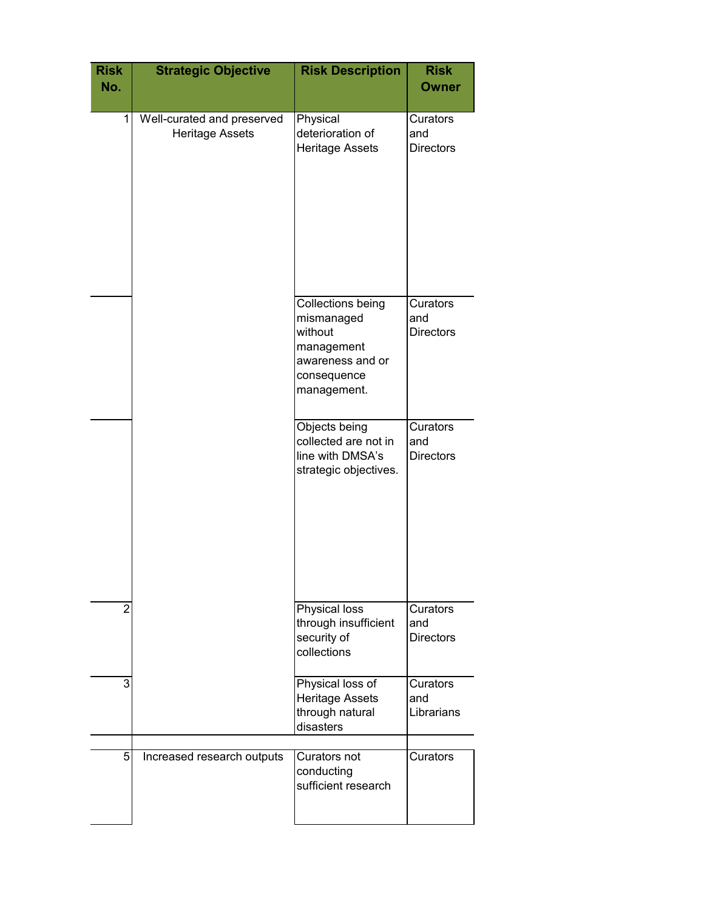| Risk No. | Strategic Objective | Risk Description | Risk Owner |
|---|---|---|---|
| 1 | Well-curated and preserved Heritage Assets | Physical deterioration of Heritage Assets | Curators and Directors |
| | | Collections being mismanaged without management awareness and or consequence management. | Curators and Directors |
| | | Objects being collected are not in line with DMSA's strategic objectives. | Curators and Directors |
| 2 | | Physical loss through insufficient security of collections | Curators and Directors |
| 3 | | Physical loss of Heritage Assets through natural disasters | Curators and Librarians |
| | | | |
| 5 | Increased research outputs | Curators not conducting sufficient research | Curators |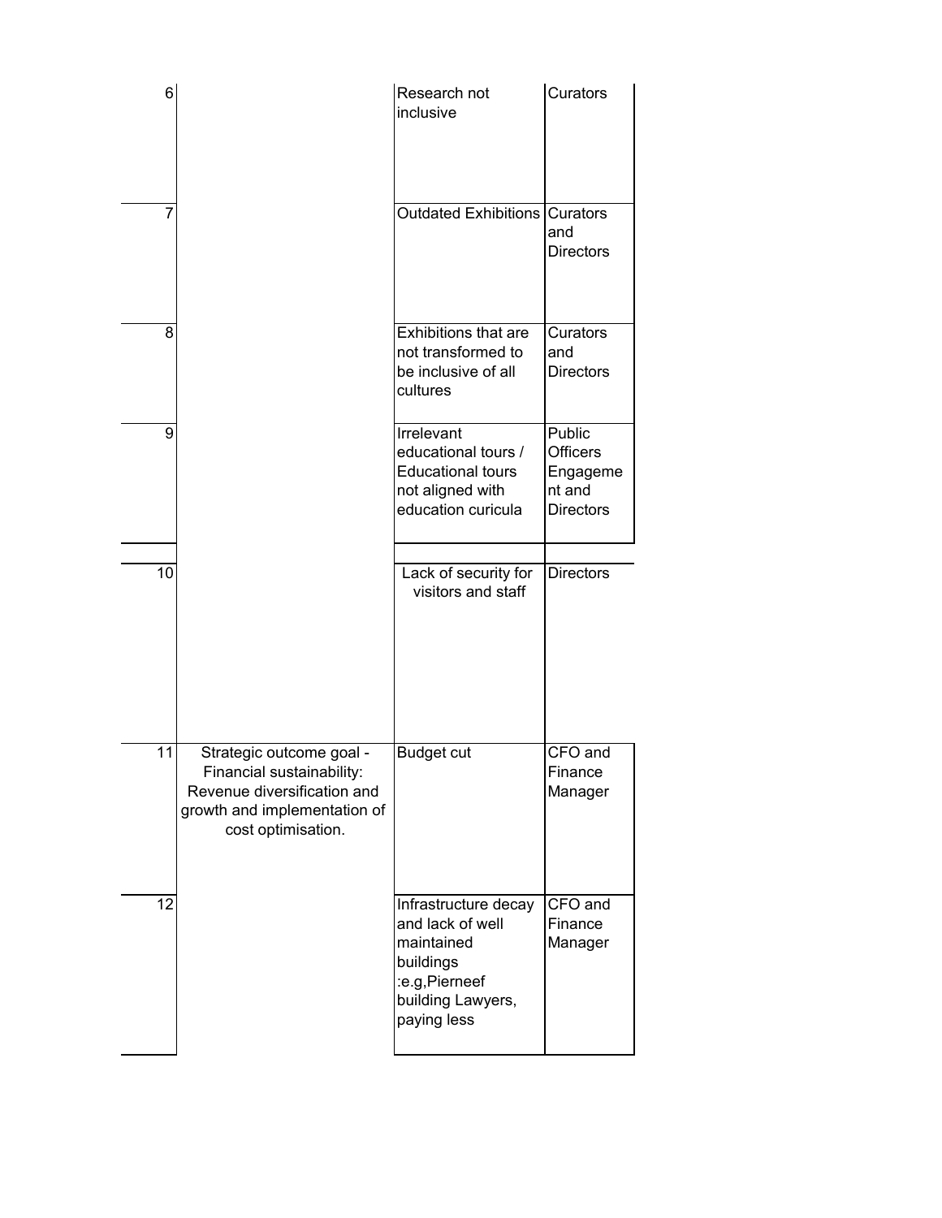| | | | |
|---|---|---|---|
| 6 | | Research not inclusive | Curators |
| 7 | | Outdated Exhibitions | Curators and Directors |
| 8 | | Exhibitions that are not transformed to be inclusive of all cultures | Curators and Directors |
| 9 | | Irrelevant educational tours / Educational tours not aligned with education curicula | Public Officers Engagement and Directors |
| | | | |
| 10 | | Lack of security for visitors and staff | Directors |
| 11 | Strategic outcome goal - Financial sustainability: Revenue diversification and growth and implementation of cost optimisation. | Budget cut | CFO and Finance Manager |
| 12 | | Infrastructure decay and lack of well maintained buildings :e.g,Pierneef building Lawyers, paying less | CFO and Finance Manager |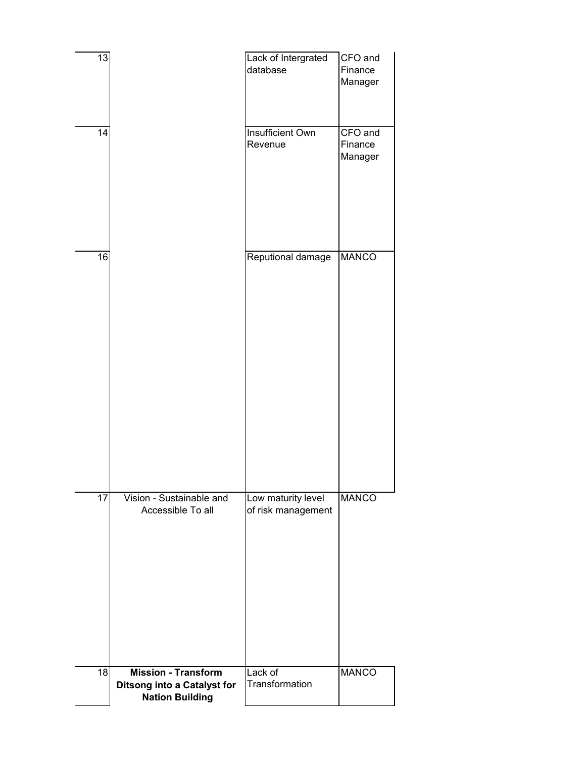| | | | |
|---|---|---|---|
| 13 | | Lack of Intergrated database | CFO and Finance Manager |
| 14 | | Insufficient Own Revenue | CFO and Finance Manager |
| 16 | | Reputional damage | MANCO |
| 17 | Vision - Sustainable and Accessible To all | Low maturity level of risk management | MANCO |
| 18 | **Mission - Transform Ditsong into a Catalyst for Nation Building** | Lack of Transformation | MANCO |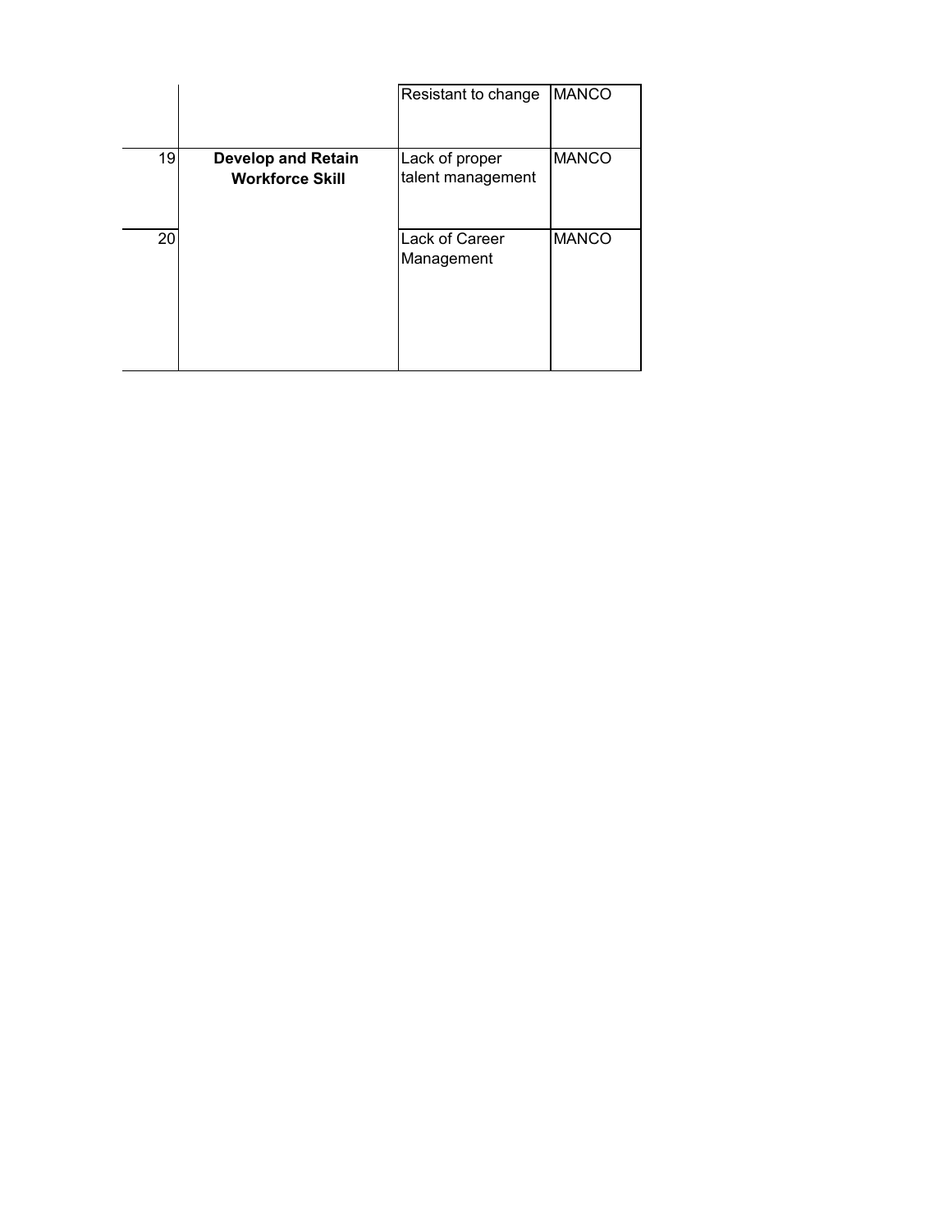| | | | |
|---|---|---|---|
| | | Resistant to change | MANCO |
| 19 | **Develop and Retain Workforce Skill** | Lack of proper talent management | MANCO |
| 20 | | Lack of Career Management | MANCO |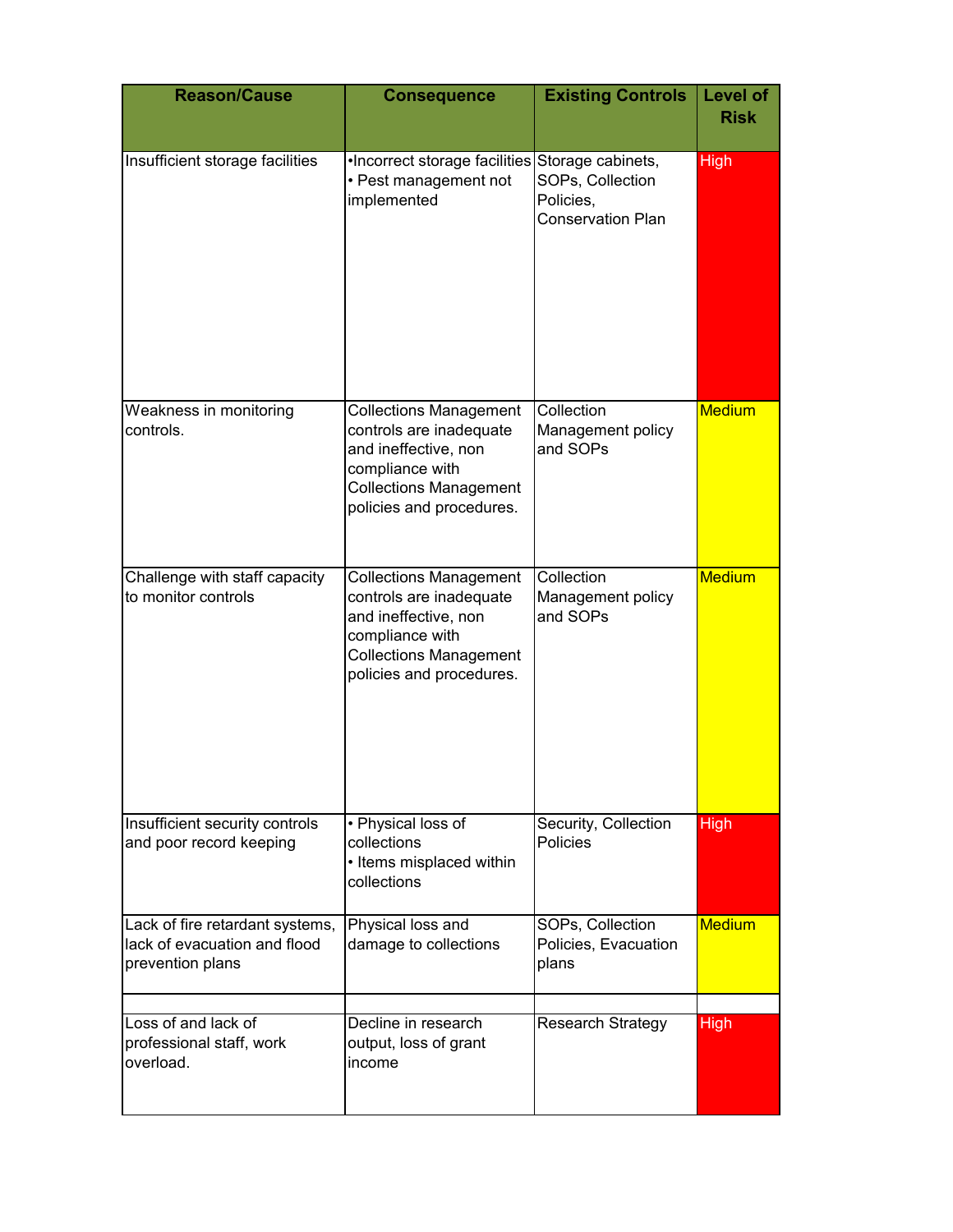| Reason/Cause | Consequence | Existing Controls | Level of Risk |
|---|---|---|---|
| Insufficient storage facilities | •Incorrect storage facilities<br>• Pest management not implemented | Storage cabinets, SOPs, Collection Policies, Conservation Plan | High |
| Weakness in monitoring controls. | Collections Management controls are inadequate and ineffective, non compliance with Collections Management policies and procedures. | Collection Management policy and SOPs | Medium |
| Challenge with staff capacity to monitor controls | Collections Management controls are inadequate and ineffective, non compliance with Collections Management policies and procedures. | Collection Management policy and SOPs | Medium |
| Insufficient security controls and poor record keeping | • Physical loss of collections<br>• Items misplaced within collections | Security, Collection Policies | High |
| Lack of fire retardant systems, lack of evacuation and flood prevention plans | Physical loss and damage to collections | SOPs, Collection Policies, Evacuation plans | Medium |
| | | | |
| Loss of and lack of professional staff, work overload. | Decline in research output, loss of grant income | Research Strategy | High |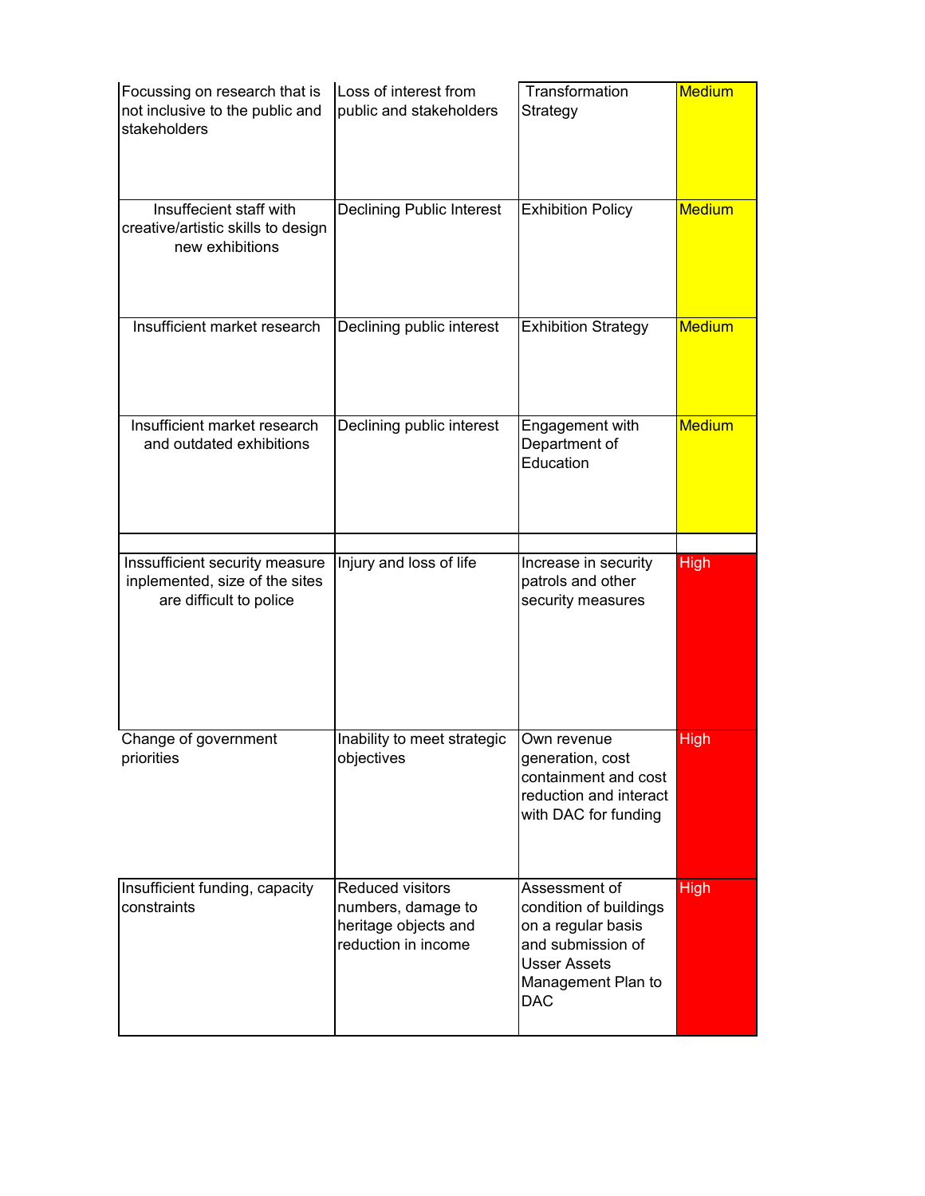| | | | |
|---|---|---|---|
| Focussing on research that is not inclusive to the public and stakeholders | Loss of interest from public and stakeholders | Transformation Strategy | Medium |
| Insuffecient staff with creative/artistic skills to design new exhibitions | Declining Public Interest | Exhibition Policy | Medium |
| Insufficient market research | Declining public interest | Exhibition Strategy | Medium |
| Insufficient market research and outdated exhibitions | Declining public interest | Engagement with Department of Education | Medium |
| | | | |
| Inssufficient security measure inplemented, size of the sites are difficult to police | Injury and loss of life | Increase in security patrols and other security measures | High |
| Change of government priorities | Inability to meet strategic objectives | Own revenue generation, cost containment and cost reduction and interact with DAC for funding | High |
| Insufficient funding, capacity constraints | Reduced visitors numbers, damage to heritage objects and reduction in income | Assessment of condition of buildings on a regular basis and submission of Usser Assets Management Plan to DAC | High |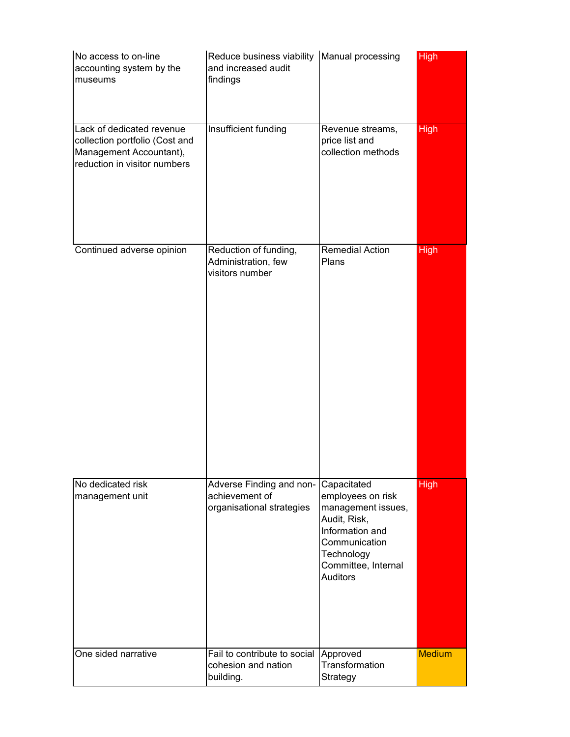| | | | |
|---|---|---|---|
| No access to on-line accounting system by the museums | Reduce business viability and increased audit findings | Manual processing | High |
| Lack of dedicated revenue collection portfolio (Cost and Management Accountant), reduction in visitor numbers | Insufficient funding | Revenue streams, price list and collection methods | High |
| Continued adverse opinion | Reduction of funding, Administration, few visitors number | Remedial Action Plans | High |
| No dedicated risk management unit | Adverse Finding and non-achievement of organisational strategies | Capacitated employees on risk management issues, Audit, Risk, Information and Communication Technology Committee, Internal Auditors | High |
| One sided narrative | Fail to contribute to social cohesion and nation building. | Approved Transformation Strategy | Medium |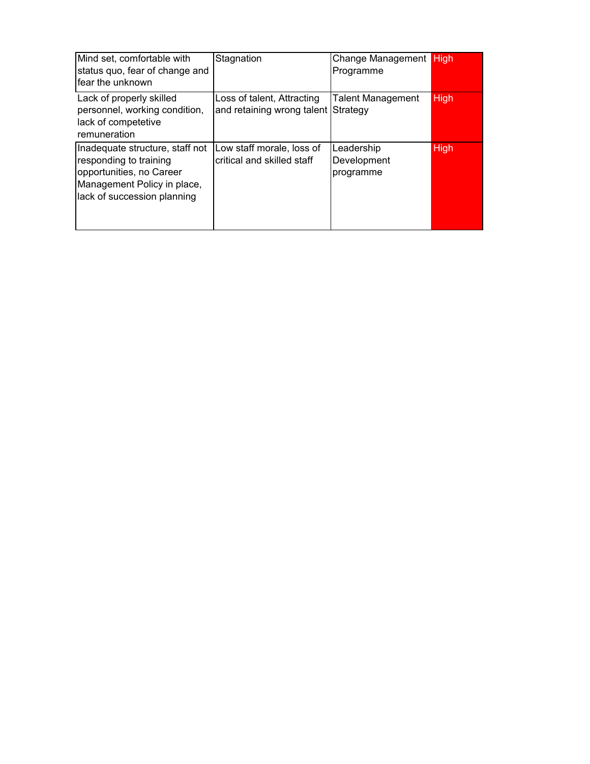| | | | |
|---|---|---|---|
| Mind set, comfortable with status quo, fear of change and fear the unknown | Stagnation | Change Management Programme | High |
| Lack of properly skilled personnel, working condition, lack of competetive remuneration | Loss of talent, Attracting and retaining wrong talent | Talent Management Strategy | High |
| Inadequate structure, staff not responding to training opportunities, no Career Management Policy in place, lack of succession planning | Low staff morale, loss of critical and skilled staff | Leadership Development programme | High |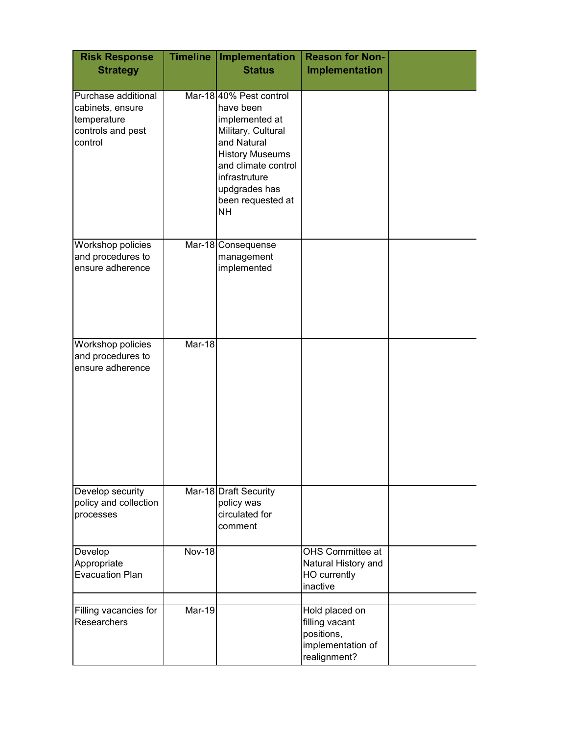| Risk Response Strategy | Timeline | Implementation Status | Reason for Non-Implementation | |
|---|---|---|---|---|
| Purchase additional cabinets, ensure temperature controls and pest control | Mar-18 | 40% Pest control have been implemented at Military, Cultural and Natural History Museums and climate control infrastruture updgrades has been requested at NH | | |
| Workshop policies and procedures to ensure adherence | Mar-18 | Consequense management implemented | | |
| Workshop policies and procedures to ensure adherence | Mar-18 | | | |
| Develop security policy and collection processes | Mar-18 | Draft Security policy was circulated for comment | | |
| Develop Appropriate Evacuation Plan | Nov-18 | | OHS Committee at Natural History and HO currently inactive | |
| | | | | |
| Filling vacancies for Researchers | Mar-19 | | Hold placed on filling vacant positions, implementation of realignment? | |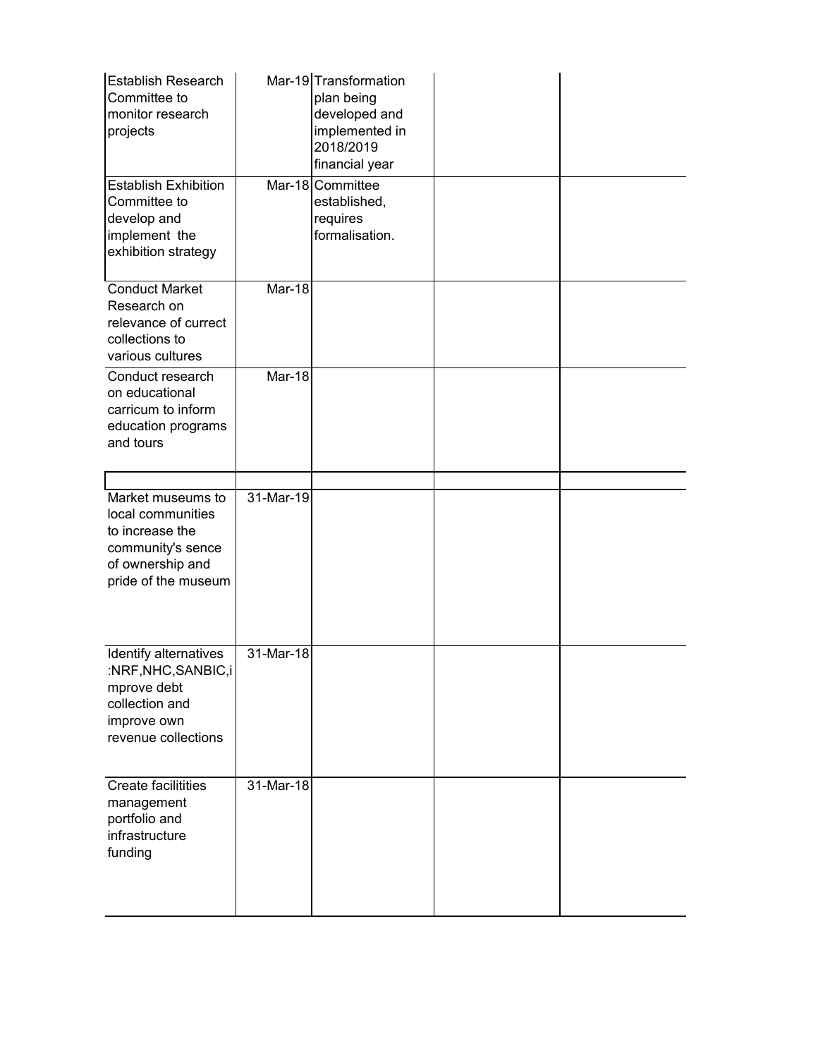| | | | | |
|---|---|---|---|---|
| Establish Research Committee to monitor research projects | Mar-19 | Transformation plan being developed and implemented in 2018/2019 financial year | | |
| Establish Exhibition Committee to develop and implement the exhibition strategy | Mar-18 | Committee established, requires formalisation. | | |
| Conduct Market Research on relevance of currect collections to various cultures | Mar-18 | | | |
| Conduct research on educational carricum to inform education programs and tours | Mar-18 | | | |
| | | | | |
| Market museums to local communities to increase the community's sence of ownership and pride of the museum | 31-Mar-19 | | | |
| Identify alternatives :NRF,NHC,SANBIC,improve debt collection and improve own revenue collections | 31-Mar-18 | | | |
| Create facilitities management portfolio and infrastructure funding | 31-Mar-18 | | | |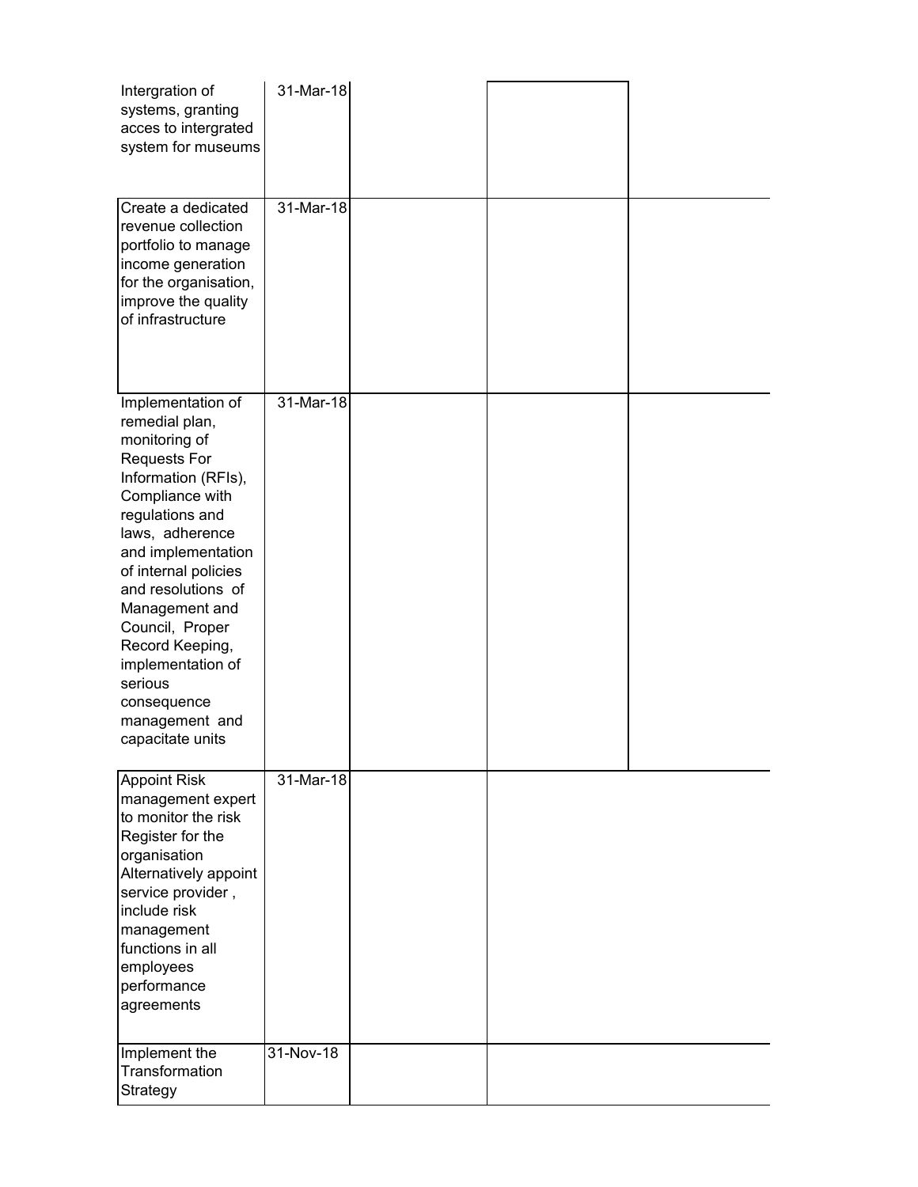| | | | | |
|---|---|---|---|---|
| Intergration of systems, granting acces to intergrated system for museums | 31-Mar-18 | | | |
| Create a dedicated revenue collection portfolio to manage income generation for the organisation, improve the quality of infrastructure | 31-Mar-18 | | | |
| Implementation of remedial plan, monitoring of Requests For Information (RFIs), Compliance with regulations and laws, adherence and implementation of internal policies and resolutions of Management and Council, Proper Record Keeping, implementation of serious consequence management and capacitate units | 31-Mar-18 | | | |
| Appoint Risk management expert to monitor the risk Register for the organisation Alternatively appoint service provider , include risk management functions in all employees performance agreements | 31-Mar-18 | | | |
| Implement the Transformation Strategy | 31-Nov-18 | | | |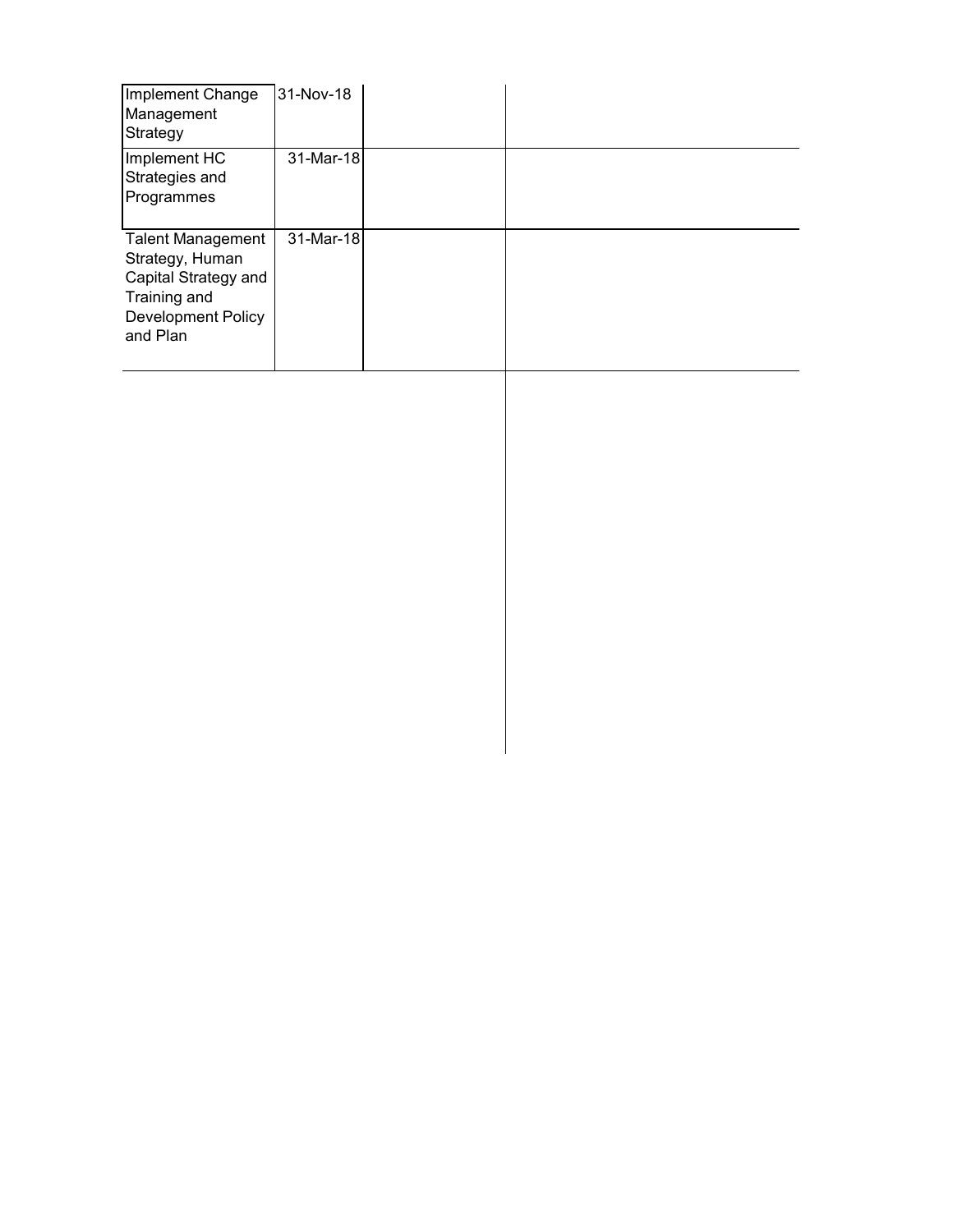| | | | |
|---|---|---|---|
| Implement Change Management Strategy | 31-Nov-18 | | |
| Implement HC Strategies and Programmes | 31-Mar-18 | | |
| Talent Management Strategy, Human Capital Strategy and Training and Development Policy and Plan | 31-Mar-18 | | |